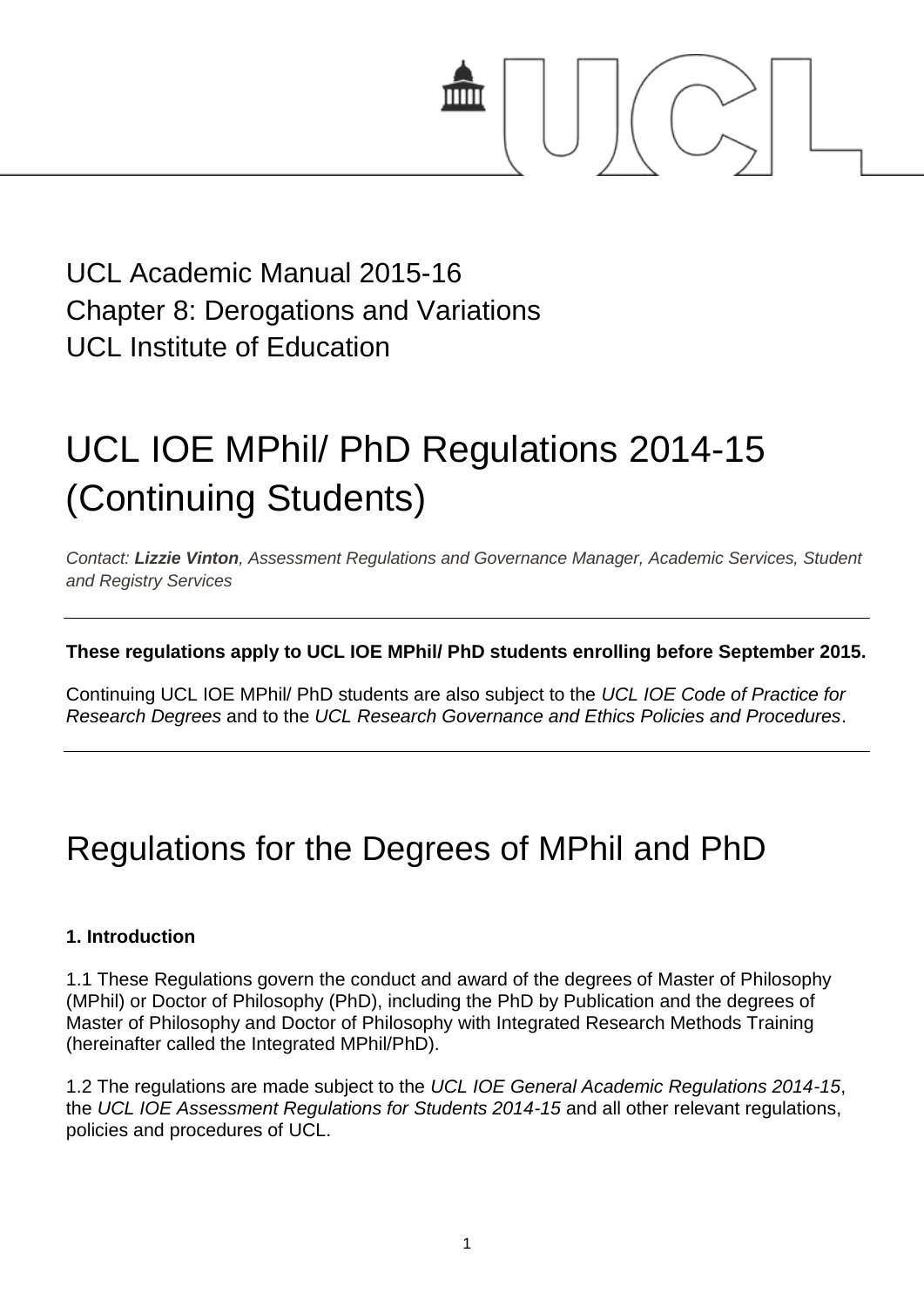UCL Academic Manual 2015-16
Chapter 8: Derogations and Variations
UCL Institute of Education

# UCL IOE MPhil/ PhD Regulations 2014-15 (Continuing Students)

*Contact: **Lizzie Vinton**, Assessment Regulations and Governance Manager, Academic Services, Student and Registry Services*

---

**These regulations apply to UCL IOE MPhil/ PhD students enrolling before September 2015.**

Continuing UCL IOE MPhil/ PhD students are also subject to the *UCL IOE Code of Practice for Research Degrees* and to the *UCL Research Governance and Ethics Policies and Procedures*.

---

# Regulations for the Degrees of MPhil and PhD

**1. Introduction**

1.1 These Regulations govern the conduct and award of the degrees of Master of Philosophy (MPhil) or Doctor of Philosophy (PhD), including the PhD by Publication and the degrees of Master of Philosophy and Doctor of Philosophy with Integrated Research Methods Training (hereinafter called the Integrated MPhil/PhD).

1.2 The regulations are made subject to the *UCL IOE General Academic Regulations 2014-15*, the *UCL IOE Assessment Regulations for Students 2014-15* and all other relevant regulations, policies and procedures of UCL.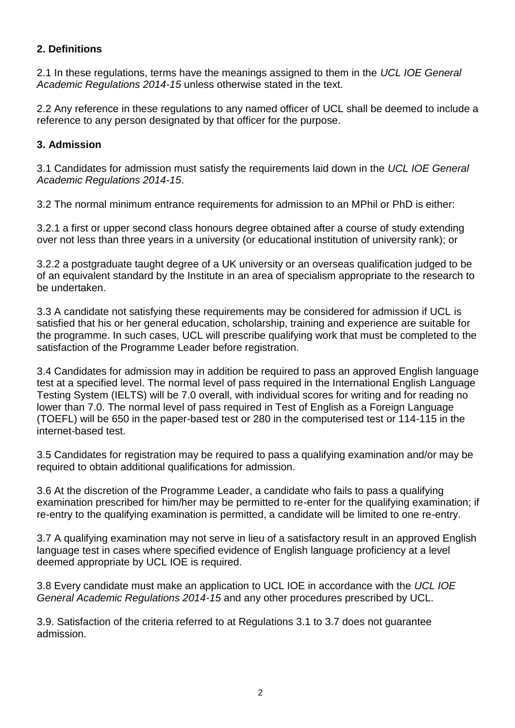## 2. Definitions

2.1 In these regulations, terms have the meanings assigned to them in the *UCL IOE General Academic Regulations 2014-15* unless otherwise stated in the text.

2.2 Any reference in these regulations to any named officer of UCL shall be deemed to include a reference to any person designated by that officer for the purpose.

## 3. Admission

3.1 Candidates for admission must satisfy the requirements laid down in the *UCL IOE General Academic Regulations 2014-15*.

3.2 The normal minimum entrance requirements for admission to an MPhil or PhD is either:

3.2.1 a first or upper second class honours degree obtained after a course of study extending over not less than three years in a university (or educational institution of university rank); or

3.2.2 a postgraduate taught degree of a UK university or an overseas qualification judged to be of an equivalent standard by the Institute in an area of specialism appropriate to the research to be undertaken.

3.3 A candidate not satisfying these requirements may be considered for admission if UCL is satisfied that his or her general education, scholarship, training and experience are suitable for the programme. In such cases, UCL will prescribe qualifying work that must be completed to the satisfaction of the Programme Leader before registration.

3.4 Candidates for admission may in addition be required to pass an approved English language test at a specified level. The normal level of pass required in the International English Language Testing System (IELTS) will be 7.0 overall, with individual scores for writing and for reading no lower than 7.0. The normal level of pass required in Test of English as a Foreign Language (TOEFL) will be 650 in the paper-based test or 280 in the computerised test or 114-115 in the internet-based test.

3.5 Candidates for registration may be required to pass a qualifying examination and/or may be required to obtain additional qualifications for admission.

3.6 At the discretion of the Programme Leader, a candidate who fails to pass a qualifying examination prescribed for him/her may be permitted to re-enter for the qualifying examination; if re-entry to the qualifying examination is permitted, a candidate will be limited to one re-entry.

3.7 A qualifying examination may not serve in lieu of a satisfactory result in an approved English language test in cases where specified evidence of English language proficiency at a level deemed appropriate by UCL IOE is required.

3.8 Every candidate must make an application to UCL IOE in accordance with the *UCL IOE General Academic Regulations 2014-15* and any other procedures prescribed by UCL.

3.9. Satisfaction of the criteria referred to at Regulations 3.1 to 3.7 does not guarantee admission.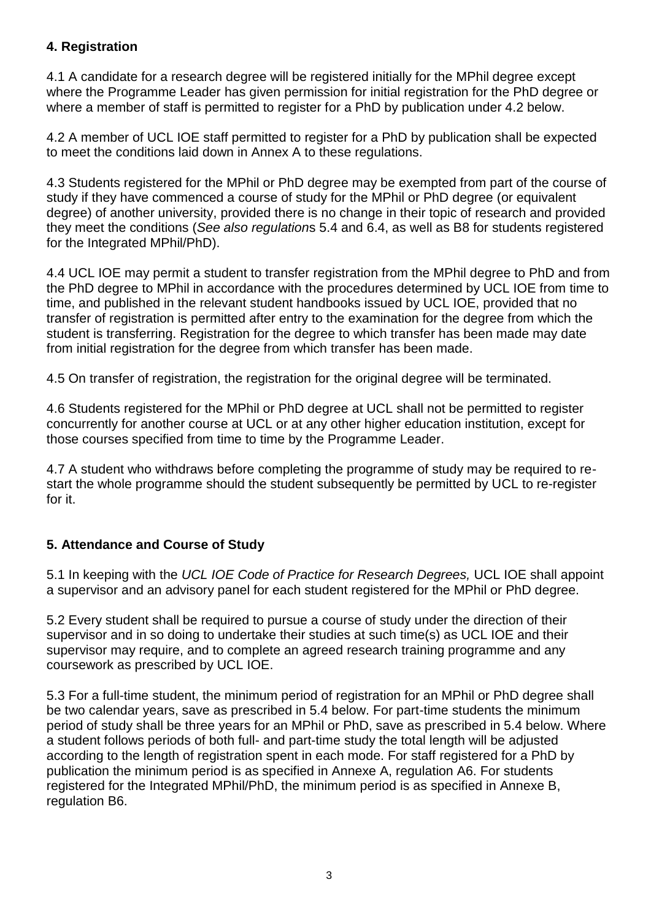## 4. Registration

4.1 A candidate for a research degree will be registered initially for the MPhil degree except where the Programme Leader has given permission for initial registration for the PhD degree or where a member of staff is permitted to register for a PhD by publication under 4.2 below.

4.2 A member of UCL IOE staff permitted to register for a PhD by publication shall be expected to meet the conditions laid down in Annex A to these regulations.

4.3 Students registered for the MPhil or PhD degree may be exempted from part of the course of study if they have commenced a course of study for the MPhil or PhD degree (or equivalent degree) of another university, provided there is no change in their topic of research and provided they meet the conditions (*See also regulation*s 5.4 and 6.4, as well as B8 for students registered for the Integrated MPhil/PhD).

4.4 UCL IOE may permit a student to transfer registration from the MPhil degree to PhD and from the PhD degree to MPhil in accordance with the procedures determined by UCL IOE from time to time, and published in the relevant student handbooks issued by UCL IOE, provided that no transfer of registration is permitted after entry to the examination for the degree from which the student is transferring. Registration for the degree to which transfer has been made may date from initial registration for the degree from which transfer has been made.

4.5 On transfer of registration, the registration for the original degree will be terminated.

4.6 Students registered for the MPhil or PhD degree at UCL shall not be permitted to register concurrently for another course at UCL or at any other higher education institution, except for those courses specified from time to time by the Programme Leader.

4.7 A student who withdraws before completing the programme of study may be required to re-start the whole programme should the student subsequently be permitted by UCL to re-register for it.

## 5. Attendance and Course of Study

5.1 In keeping with the *UCL IOE Code of Practice for Research Degrees,* UCL IOE shall appoint a supervisor and an advisory panel for each student registered for the MPhil or PhD degree.

5.2 Every student shall be required to pursue a course of study under the direction of their supervisor and in so doing to undertake their studies at such time(s) as UCL IOE and their supervisor may require, and to complete an agreed research training programme and any coursework as prescribed by UCL IOE.

5.3 For a full-time student, the minimum period of registration for an MPhil or PhD degree shall be two calendar years, save as prescribed in 5.4 below. For part-time students the minimum period of study shall be three years for an MPhil or PhD, save as prescribed in 5.4 below. Where a student follows periods of both full- and part-time study the total length will be adjusted according to the length of registration spent in each mode. For staff registered for a PhD by publication the minimum period is as specified in Annexe A, regulation A6. For students registered for the Integrated MPhil/PhD, the minimum period is as specified in Annexe B, regulation B6.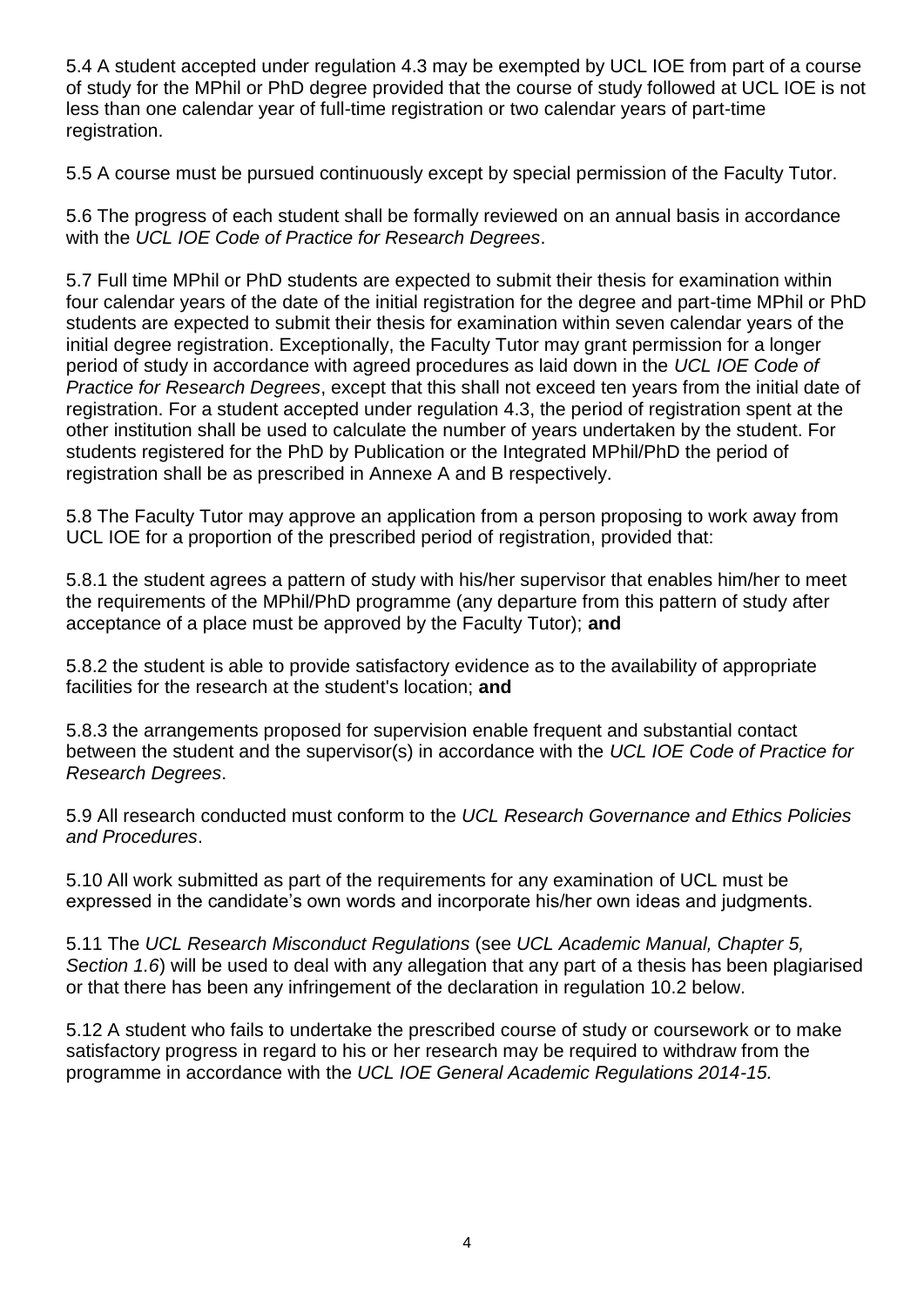5.4 A student accepted under regulation 4.3 may be exempted by UCL IOE from part of a course of study for the MPhil or PhD degree provided that the course of study followed at UCL IOE is not less than one calendar year of full-time registration or two calendar years of part-time registration.

5.5 A course must be pursued continuously except by special permission of the Faculty Tutor.

5.6 The progress of each student shall be formally reviewed on an annual basis in accordance with the *UCL IOE Code of Practice for Research Degrees*.

5.7 Full time MPhil or PhD students are expected to submit their thesis for examination within four calendar years of the date of the initial registration for the degree and part-time MPhil or PhD students are expected to submit their thesis for examination within seven calendar years of the initial degree registration. Exceptionally, the Faculty Tutor may grant permission for a longer period of study in accordance with agreed procedures as laid down in the *UCL IOE Code of Practice for Research Degrees*, except that this shall not exceed ten years from the initial date of registration. For a student accepted under regulation 4.3, the period of registration spent at the other institution shall be used to calculate the number of years undertaken by the student. For students registered for the PhD by Publication or the Integrated MPhil/PhD the period of registration shall be as prescribed in Annexe A and B respectively.

5.8 The Faculty Tutor may approve an application from a person proposing to work away from UCL IOE for a proportion of the prescribed period of registration, provided that:

5.8.1 the student agrees a pattern of study with his/her supervisor that enables him/her to meet the requirements of the MPhil/PhD programme (any departure from this pattern of study after acceptance of a place must be approved by the Faculty Tutor); **and**

5.8.2 the student is able to provide satisfactory evidence as to the availability of appropriate facilities for the research at the student's location; **and**

5.8.3 the arrangements proposed for supervision enable frequent and substantial contact between the student and the supervisor(s) in accordance with the *UCL IOE Code of Practice for Research Degrees*.

5.9 All research conducted must conform to the *UCL Research Governance and Ethics Policies and Procedures*.

5.10 All work submitted as part of the requirements for any examination of UCL must be expressed in the candidate's own words and incorporate his/her own ideas and judgments.

5.11 The *UCL Research Misconduct Regulations* (see *UCL Academic Manual, Chapter 5, Section 1.6*) will be used to deal with any allegation that any part of a thesis has been plagiarised or that there has been any infringement of the declaration in regulation 10.2 below.

5.12 A student who fails to undertake the prescribed course of study or coursework or to make satisfactory progress in regard to his or her research may be required to withdraw from the programme in accordance with the *UCL IOE General Academic Regulations 2014-15.*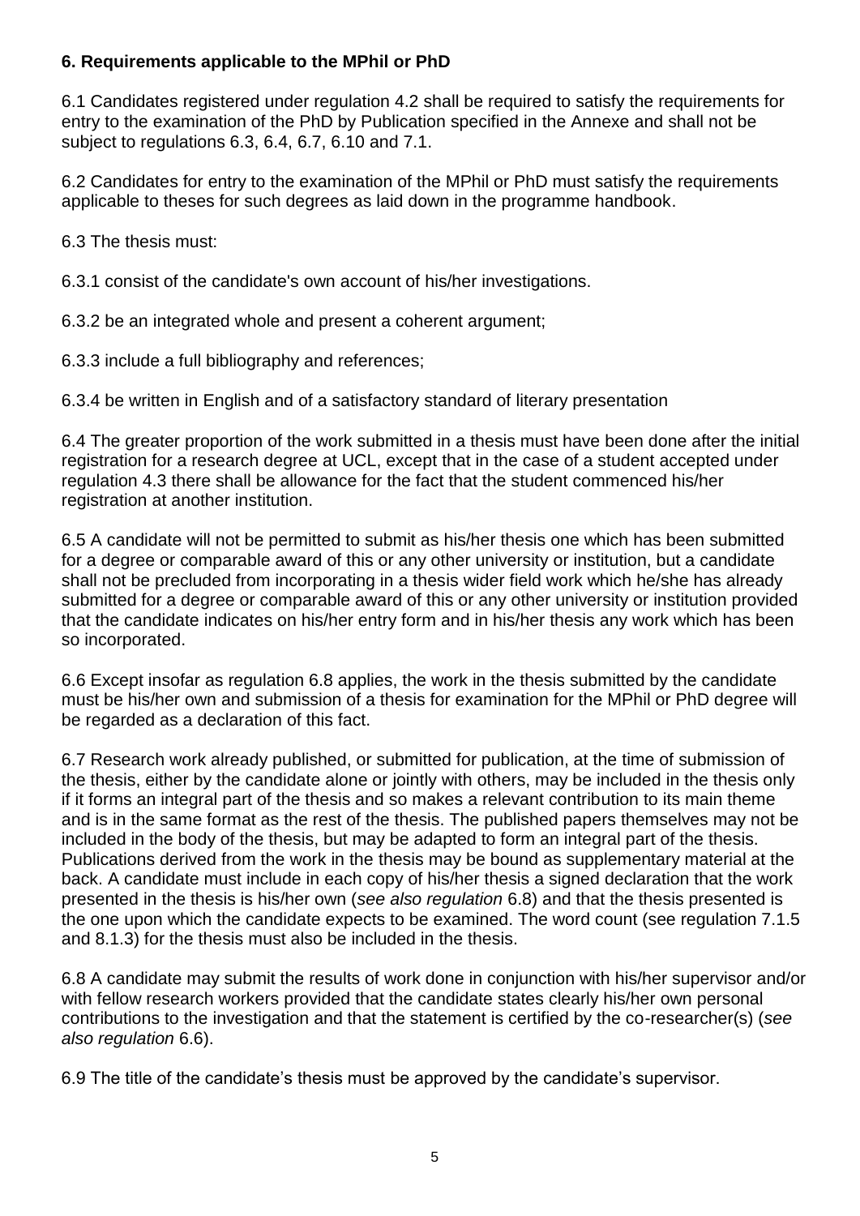### 6. Requirements applicable to the MPhil or PhD

6.1 Candidates registered under regulation 4.2 shall be required to satisfy the requirements for entry to the examination of the PhD by Publication specified in the Annexe and shall not be subject to regulations 6.3, 6.4, 6.7, 6.10 and 7.1.

6.2 Candidates for entry to the examination of the MPhil or PhD must satisfy the requirements applicable to theses for such degrees as laid down in the programme handbook.

6.3 The thesis must:

6.3.1 consist of the candidate's own account of his/her investigations.

6.3.2 be an integrated whole and present a coherent argument;

6.3.3 include a full bibliography and references;

6.3.4 be written in English and of a satisfactory standard of literary presentation

6.4 The greater proportion of the work submitted in a thesis must have been done after the initial registration for a research degree at UCL, except that in the case of a student accepted under regulation 4.3 there shall be allowance for the fact that the student commenced his/her registration at another institution.

6.5 A candidate will not be permitted to submit as his/her thesis one which has been submitted for a degree or comparable award of this or any other university or institution, but a candidate shall not be precluded from incorporating in a thesis wider field work which he/she has already submitted for a degree or comparable award of this or any other university or institution provided that the candidate indicates on his/her entry form and in his/her thesis any work which has been so incorporated.

6.6 Except insofar as regulation 6.8 applies, the work in the thesis submitted by the candidate must be his/her own and submission of a thesis for examination for the MPhil or PhD degree will be regarded as a declaration of this fact.

6.7 Research work already published, or submitted for publication, at the time of submission of the thesis, either by the candidate alone or jointly with others, may be included in the thesis only if it forms an integral part of the thesis and so makes a relevant contribution to its main theme and is in the same format as the rest of the thesis. The published papers themselves may not be included in the body of the thesis, but may be adapted to form an integral part of the thesis. Publications derived from the work in the thesis may be bound as supplementary material at the back. A candidate must include in each copy of his/her thesis a signed declaration that the work presented in the thesis is his/her own (*see also regulation* 6.8) and that the thesis presented is the one upon which the candidate expects to be examined. The word count (see regulation 7.1.5 and 8.1.3) for the thesis must also be included in the thesis.

6.8 A candidate may submit the results of work done in conjunction with his/her supervisor and/or with fellow research workers provided that the candidate states clearly his/her own personal contributions to the investigation and that the statement is certified by the co-researcher(s) (*see also regulation* 6.6).

6.9 The title of the candidate's thesis must be approved by the candidate's supervisor.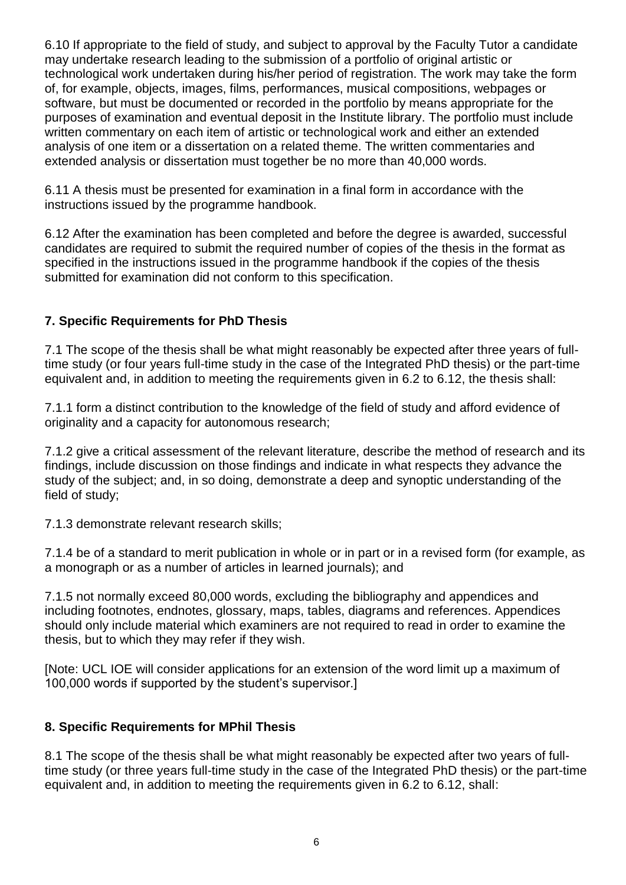6.10 If appropriate to the field of study, and subject to approval by the Faculty Tutor a candidate may undertake research leading to the submission of a portfolio of original artistic or technological work undertaken during his/her period of registration. The work may take the form of, for example, objects, images, films, performances, musical compositions, webpages or software, but must be documented or recorded in the portfolio by means appropriate for the purposes of examination and eventual deposit in the Institute library. The portfolio must include written commentary on each item of artistic or technological work and either an extended analysis of one item or a dissertation on a related theme. The written commentaries and extended analysis or dissertation must together be no more than 40,000 words.

6.11 A thesis must be presented for examination in a final form in accordance with the instructions issued by the programme handbook.

6.12 After the examination has been completed and before the degree is awarded, successful candidates are required to submit the required number of copies of the thesis in the format as specified in the instructions issued in the programme handbook if the copies of the thesis submitted for examination did not conform to this specification.

## 7. Specific Requirements for PhD Thesis

7.1 The scope of the thesis shall be what might reasonably be expected after three years of full-time study (or four years full-time study in the case of the Integrated PhD thesis) or the part-time equivalent and, in addition to meeting the requirements given in 6.2 to 6.12, the thesis shall:

7.1.1 form a distinct contribution to the knowledge of the field of study and afford evidence of originality and a capacity for autonomous research;

7.1.2 give a critical assessment of the relevant literature, describe the method of research and its findings, include discussion on those findings and indicate in what respects they advance the study of the subject; and, in so doing, demonstrate a deep and synoptic understanding of the field of study;

7.1.3 demonstrate relevant research skills;

7.1.4 be of a standard to merit publication in whole or in part or in a revised form (for example, as a monograph or as a number of articles in learned journals); and

7.1.5 not normally exceed 80,000 words, excluding the bibliography and appendices and including footnotes, endnotes, glossary, maps, tables, diagrams and references. Appendices should only include material which examiners are not required to read in order to examine the thesis, but to which they may refer if they wish.

[Note: UCL IOE will consider applications for an extension of the word limit up a maximum of 100,000 words if supported by the student's supervisor.]

## 8. Specific Requirements for MPhil Thesis

8.1 The scope of the thesis shall be what might reasonably be expected after two years of full-time study (or three years full-time study in the case of the Integrated PhD thesis) or the part-time equivalent and, in addition to meeting the requirements given in 6.2 to 6.12, shall: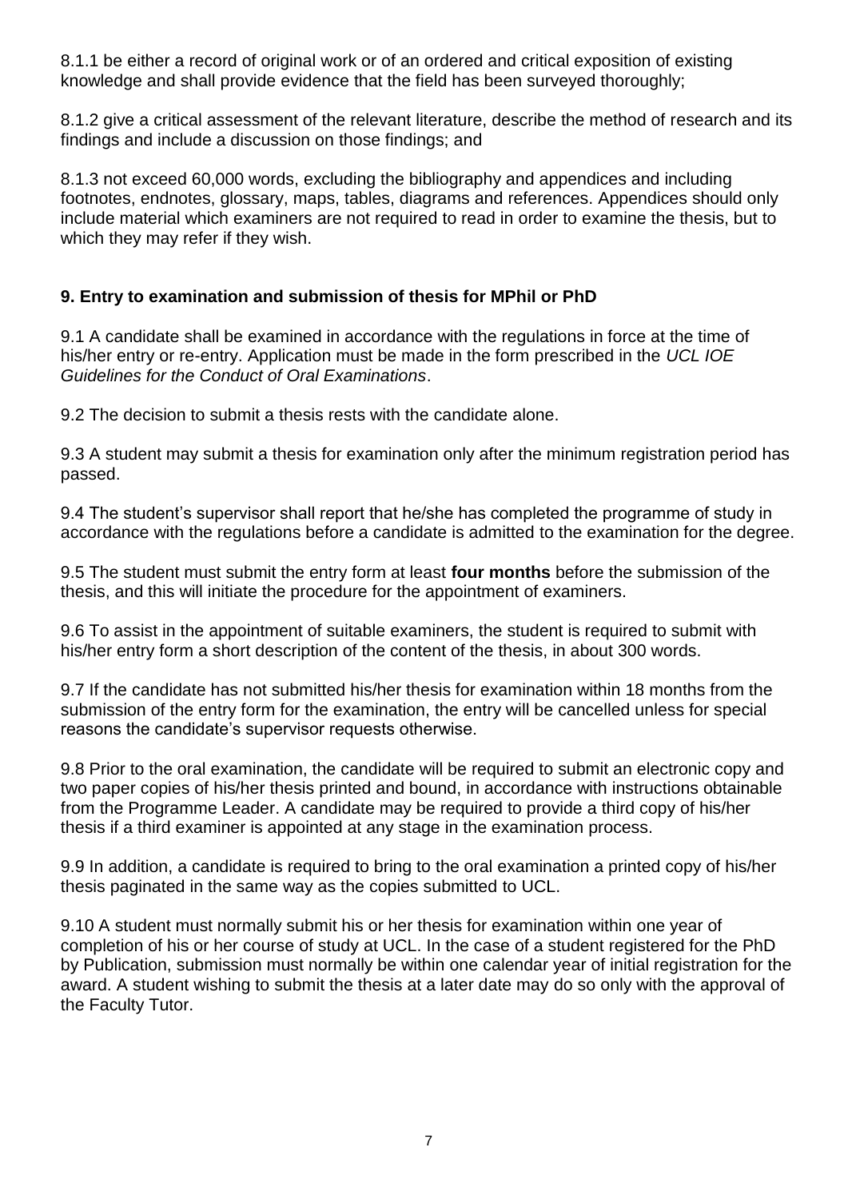8.1.1 be either a record of original work or of an ordered and critical exposition of existing knowledge and shall provide evidence that the field has been surveyed thoroughly;

8.1.2 give a critical assessment of the relevant literature, describe the method of research and its findings and include a discussion on those findings; and

8.1.3 not exceed 60,000 words, excluding the bibliography and appendices and including footnotes, endnotes, glossary, maps, tables, diagrams and references. Appendices should only include material which examiners are not required to read in order to examine the thesis, but to which they may refer if they wish.

## 9. Entry to examination and submission of thesis for MPhil or PhD

9.1 A candidate shall be examined in accordance with the regulations in force at the time of his/her entry or re-entry. Application must be made in the form prescribed in the *UCL IOE Guidelines for the Conduct of Oral Examinations*.

9.2 The decision to submit a thesis rests with the candidate alone.

9.3 A student may submit a thesis for examination only after the minimum registration period has passed.

9.4 The student's supervisor shall report that he/she has completed the programme of study in accordance with the regulations before a candidate is admitted to the examination for the degree.

9.5 The student must submit the entry form at least **four months** before the submission of the thesis, and this will initiate the procedure for the appointment of examiners.

9.6 To assist in the appointment of suitable examiners, the student is required to submit with his/her entry form a short description of the content of the thesis, in about 300 words.

9.7 If the candidate has not submitted his/her thesis for examination within 18 months from the submission of the entry form for the examination, the entry will be cancelled unless for special reasons the candidate's supervisor requests otherwise.

9.8 Prior to the oral examination, the candidate will be required to submit an electronic copy and two paper copies of his/her thesis printed and bound, in accordance with instructions obtainable from the Programme Leader. A candidate may be required to provide a third copy of his/her thesis if a third examiner is appointed at any stage in the examination process.

9.9 In addition, a candidate is required to bring to the oral examination a printed copy of his/her thesis paginated in the same way as the copies submitted to UCL.

9.10 A student must normally submit his or her thesis for examination within one year of completion of his or her course of study at UCL. In the case of a student registered for the PhD by Publication, submission must normally be within one calendar year of initial registration for the award. A student wishing to submit the thesis at a later date may do so only with the approval of the Faculty Tutor.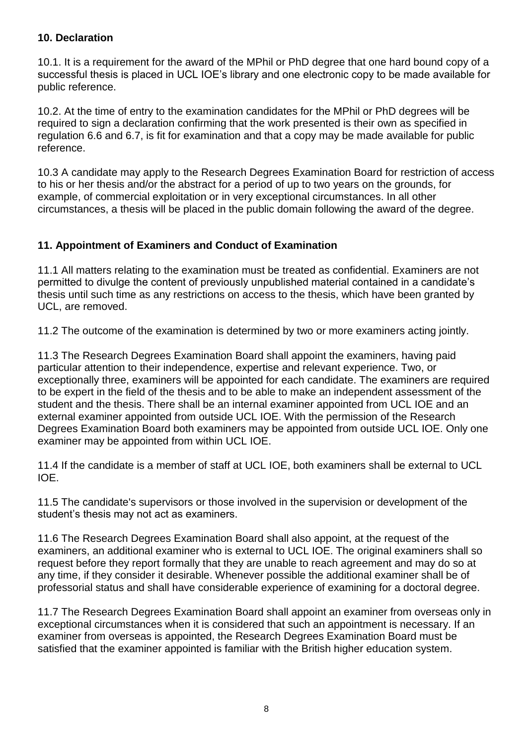## 10. Declaration

10.1. It is a requirement for the award of the MPhil or PhD degree that one hard bound copy of a successful thesis is placed in UCL IOE's library and one electronic copy to be made available for public reference.

10.2. At the time of entry to the examination candidates for the MPhil or PhD degrees will be required to sign a declaration confirming that the work presented is their own as specified in regulation 6.6 and 6.7, is fit for examination and that a copy may be made available for public reference.

10.3 A candidate may apply to the Research Degrees Examination Board for restriction of access to his or her thesis and/or the abstract for a period of up to two years on the grounds, for example, of commercial exploitation or in very exceptional circumstances. In all other circumstances, a thesis will be placed in the public domain following the award of the degree.

## 11. Appointment of Examiners and Conduct of Examination

11.1 All matters relating to the examination must be treated as confidential. Examiners are not permitted to divulge the content of previously unpublished material contained in a candidate's thesis until such time as any restrictions on access to the thesis, which have been granted by UCL, are removed.

11.2 The outcome of the examination is determined by two or more examiners acting jointly.

11.3 The Research Degrees Examination Board shall appoint the examiners, having paid particular attention to their independence, expertise and relevant experience. Two, or exceptionally three, examiners will be appointed for each candidate. The examiners are required to be expert in the field of the thesis and to be able to make an independent assessment of the student and the thesis. There shall be an internal examiner appointed from UCL IOE and an external examiner appointed from outside UCL IOE. With the permission of the Research Degrees Examination Board both examiners may be appointed from outside UCL IOE. Only one examiner may be appointed from within UCL IOE.

11.4 If the candidate is a member of staff at UCL IOE, both examiners shall be external to UCL IOE.

11.5 The candidate's supervisors or those involved in the supervision or development of the student's thesis may not act as examiners.

11.6 The Research Degrees Examination Board shall also appoint, at the request of the examiners, an additional examiner who is external to UCL IOE. The original examiners shall so request before they report formally that they are unable to reach agreement and may do so at any time, if they consider it desirable. Whenever possible the additional examiner shall be of professorial status and shall have considerable experience of examining for a doctoral degree.

11.7 The Research Degrees Examination Board shall appoint an examiner from overseas only in exceptional circumstances when it is considered that such an appointment is necessary. If an examiner from overseas is appointed, the Research Degrees Examination Board must be satisfied that the examiner appointed is familiar with the British higher education system.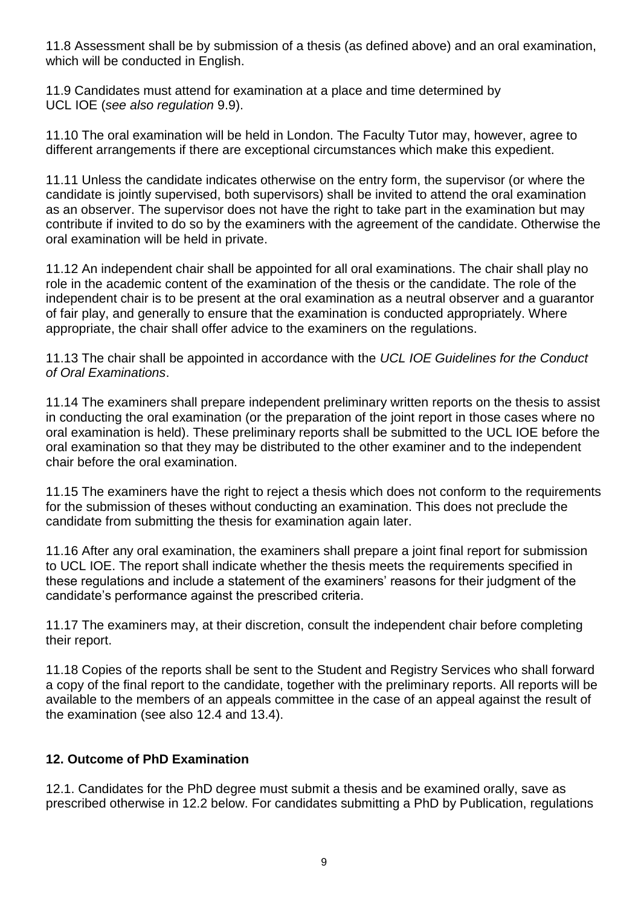11.8 Assessment shall be by submission of a thesis (as defined above) and an oral examination, which will be conducted in English.

11.9 Candidates must attend for examination at a place and time determined by UCL IOE (*see also regulation* 9.9).

11.10 The oral examination will be held in London. The Faculty Tutor may, however, agree to different arrangements if there are exceptional circumstances which make this expedient.

11.11 Unless the candidate indicates otherwise on the entry form, the supervisor (or where the candidate is jointly supervised, both supervisors) shall be invited to attend the oral examination as an observer. The supervisor does not have the right to take part in the examination but may contribute if invited to do so by the examiners with the agreement of the candidate. Otherwise the oral examination will be held in private.

11.12 An independent chair shall be appointed for all oral examinations. The chair shall play no role in the academic content of the examination of the thesis or the candidate. The role of the independent chair is to be present at the oral examination as a neutral observer and a guarantor of fair play, and generally to ensure that the examination is conducted appropriately. Where appropriate, the chair shall offer advice to the examiners on the regulations.

11.13 The chair shall be appointed in accordance with the *UCL IOE Guidelines for the Conduct of Oral Examinations*.

11.14 The examiners shall prepare independent preliminary written reports on the thesis to assist in conducting the oral examination (or the preparation of the joint report in those cases where no oral examination is held). These preliminary reports shall be submitted to the UCL IOE before the oral examination so that they may be distributed to the other examiner and to the independent chair before the oral examination.

11.15 The examiners have the right to reject a thesis which does not conform to the requirements for the submission of theses without conducting an examination. This does not preclude the candidate from submitting the thesis for examination again later.

11.16 After any oral examination, the examiners shall prepare a joint final report for submission to UCL IOE. The report shall indicate whether the thesis meets the requirements specified in these regulations and include a statement of the examiners' reasons for their judgment of the candidate's performance against the prescribed criteria.

11.17 The examiners may, at their discretion, consult the independent chair before completing their report.

11.18 Copies of the reports shall be sent to the Student and Registry Services who shall forward a copy of the final report to the candidate, together with the preliminary reports. All reports will be available to the members of an appeals committee in the case of an appeal against the result of the examination (see also 12.4 and 13.4).

## 12. Outcome of PhD Examination

12.1. Candidates for the PhD degree must submit a thesis and be examined orally, save as prescribed otherwise in 12.2 below. For candidates submitting a PhD by Publication, regulations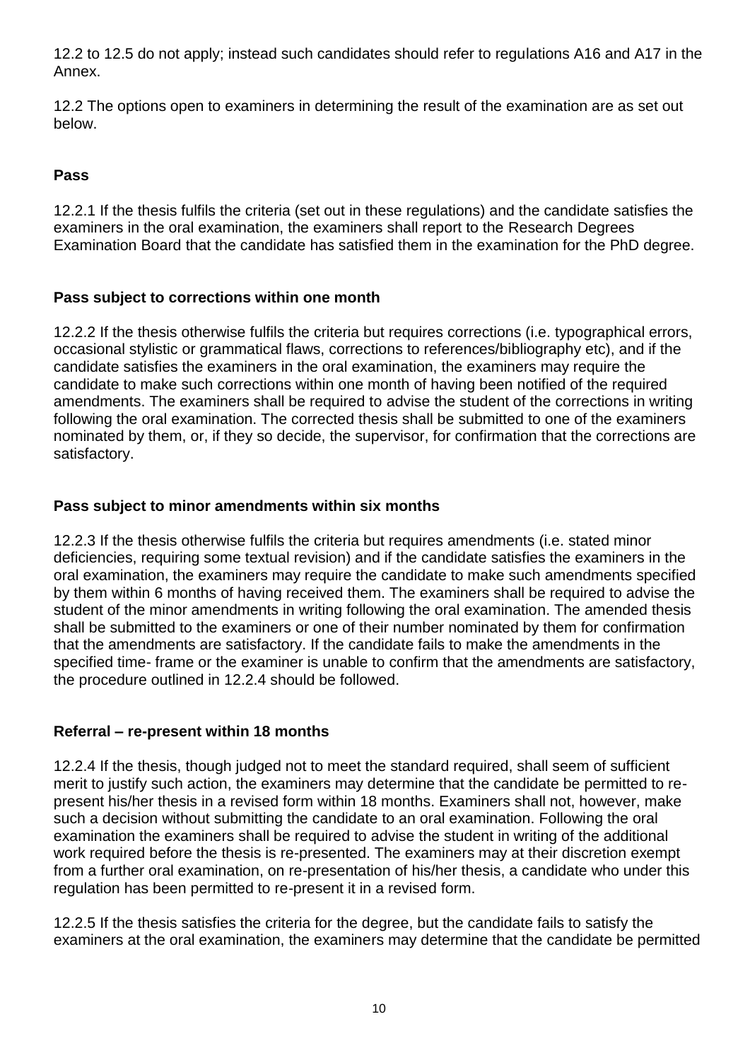12.2 to 12.5 do not apply; instead such candidates should refer to regulations A16 and A17 in the Annex.

12.2 The options open to examiners in determining the result of the examination are as set out below.

**Pass**

12.2.1 If the thesis fulfils the criteria (set out in these regulations) and the candidate satisfies the examiners in the oral examination, the examiners shall report to the Research Degrees Examination Board that the candidate has satisfied them in the examination for the PhD degree.

**Pass subject to corrections within one month**

12.2.2 If the thesis otherwise fulfils the criteria but requires corrections (i.e. typographical errors, occasional stylistic or grammatical flaws, corrections to references/bibliography etc), and if the candidate satisfies the examiners in the oral examination, the examiners may require the candidate to make such corrections within one month of having been notified of the required amendments. The examiners shall be required to advise the student of the corrections in writing following the oral examination. The corrected thesis shall be submitted to one of the examiners nominated by them, or, if they so decide, the supervisor, for confirmation that the corrections are satisfactory.

**Pass subject to minor amendments within six months**

12.2.3 If the thesis otherwise fulfils the criteria but requires amendments (i.e. stated minor deficiencies, requiring some textual revision) and if the candidate satisfies the examiners in the oral examination, the examiners may require the candidate to make such amendments specified by them within 6 months of having received them. The examiners shall be required to advise the student of the minor amendments in writing following the oral examination. The amended thesis shall be submitted to the examiners or one of their number nominated by them for confirmation that the amendments are satisfactory. If the candidate fails to make the amendments in the specified time- frame or the examiner is unable to confirm that the amendments are satisfactory, the procedure outlined in 12.2.4 should be followed.

**Referral – re-present within 18 months**

12.2.4 If the thesis, though judged not to meet the standard required, shall seem of sufficient merit to justify such action, the examiners may determine that the candidate be permitted to re-present his/her thesis in a revised form within 18 months. Examiners shall not, however, make such a decision without submitting the candidate to an oral examination. Following the oral examination the examiners shall be required to advise the student in writing of the additional work required before the thesis is re-presented. The examiners may at their discretion exempt from a further oral examination, on re-presentation of his/her thesis, a candidate who under this regulation has been permitted to re-present it in a revised form.

12.2.5 If the thesis satisfies the criteria for the degree, but the candidate fails to satisfy the examiners at the oral examination, the examiners may determine that the candidate be permitted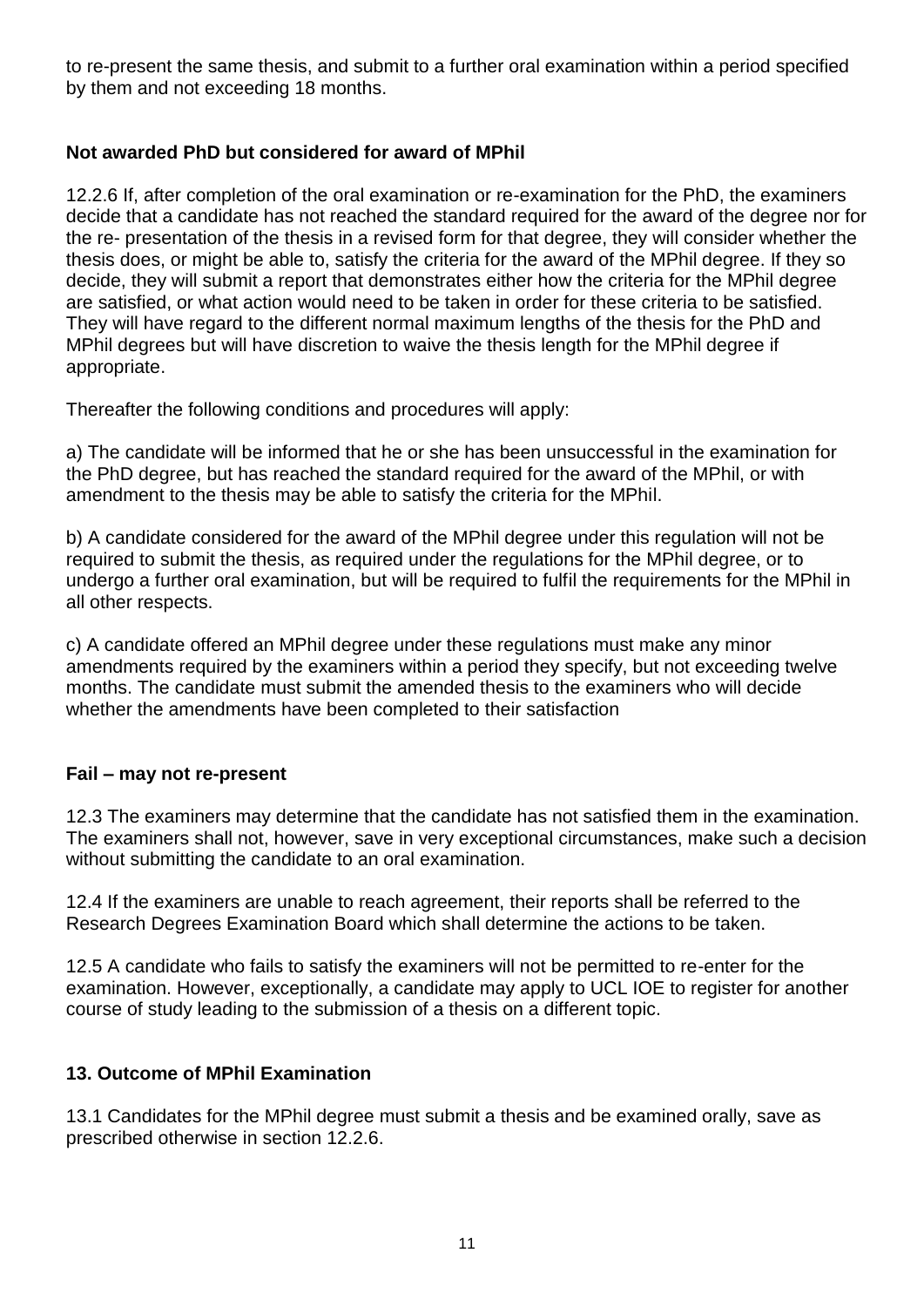to re-present the same thesis, and submit to a further oral examination within a period specified by them and not exceeding 18 months.

**Not awarded PhD but considered for award of MPhil**

12.2.6 If, after completion of the oral examination or re-examination for the PhD, the examiners decide that a candidate has not reached the standard required for the award of the degree nor for the re- presentation of the thesis in a revised form for that degree, they will consider whether the thesis does, or might be able to, satisfy the criteria for the award of the MPhil degree. If they so decide, they will submit a report that demonstrates either how the criteria for the MPhil degree are satisfied, or what action would need to be taken in order for these criteria to be satisfied. They will have regard to the different normal maximum lengths of the thesis for the PhD and MPhil degrees but will have discretion to waive the thesis length for the MPhil degree if appropriate.

Thereafter the following conditions and procedures will apply:

a) The candidate will be informed that he or she has been unsuccessful in the examination for the PhD degree, but has reached the standard required for the award of the MPhil, or with amendment to the thesis may be able to satisfy the criteria for the MPhil.

b) A candidate considered for the award of the MPhil degree under this regulation will not be required to submit the thesis, as required under the regulations for the MPhil degree, or to undergo a further oral examination, but will be required to fulfil the requirements for the MPhil in all other respects.

c) A candidate offered an MPhil degree under these regulations must make any minor amendments required by the examiners within a period they specify, but not exceeding twelve months. The candidate must submit the amended thesis to the examiners who will decide whether the amendments have been completed to their satisfaction

**Fail – may not re-present**

12.3 The examiners may determine that the candidate has not satisfied them in the examination. The examiners shall not, however, save in very exceptional circumstances, make such a decision without submitting the candidate to an oral examination.

12.4 If the examiners are unable to reach agreement, their reports shall be referred to the Research Degrees Examination Board which shall determine the actions to be taken.

12.5 A candidate who fails to satisfy the examiners will not be permitted to re-enter for the examination. However, exceptionally, a candidate may apply to UCL IOE to register for another course of study leading to the submission of a thesis on a different topic.

## 13. Outcome of MPhil Examination

13.1 Candidates for the MPhil degree must submit a thesis and be examined orally, save as prescribed otherwise in section 12.2.6.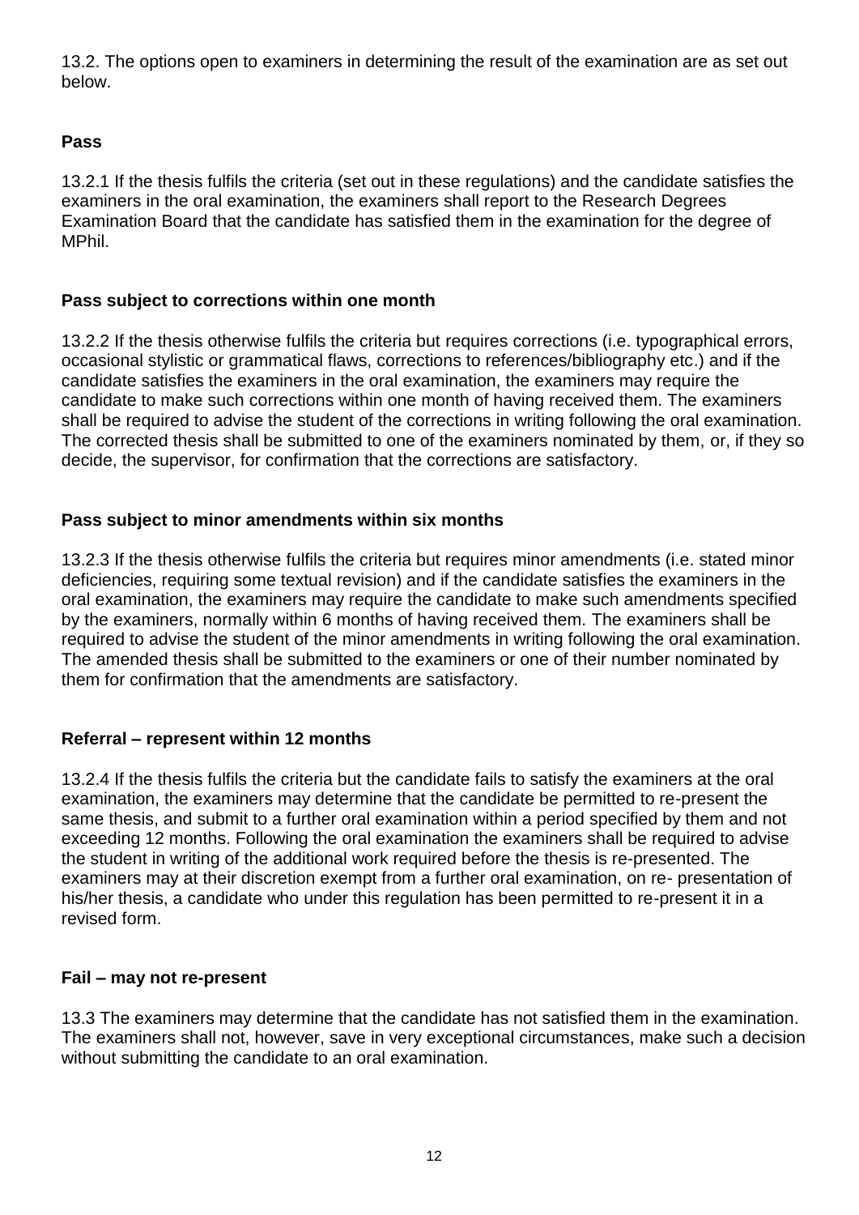13.2. The options open to examiners in determining the result of the examination are as set out below.

**Pass**

13.2.1 If the thesis fulfils the criteria (set out in these regulations) and the candidate satisfies the examiners in the oral examination, the examiners shall report to the Research Degrees Examination Board that the candidate has satisfied them in the examination for the degree of MPhil.

**Pass subject to corrections within one month**

13.2.2 If the thesis otherwise fulfils the criteria but requires corrections (i.e. typographical errors, occasional stylistic or grammatical flaws, corrections to references/bibliography etc.) and if the candidate satisfies the examiners in the oral examination, the examiners may require the candidate to make such corrections within one month of having received them. The examiners shall be required to advise the student of the corrections in writing following the oral examination. The corrected thesis shall be submitted to one of the examiners nominated by them, or, if they so decide, the supervisor, for confirmation that the corrections are satisfactory.

**Pass subject to minor amendments within six months**

13.2.3 If the thesis otherwise fulfils the criteria but requires minor amendments (i.e. stated minor deficiencies, requiring some textual revision) and if the candidate satisfies the examiners in the oral examination, the examiners may require the candidate to make such amendments specified by the examiners, normally within 6 months of having received them. The examiners shall be required to advise the student of the minor amendments in writing following the oral examination. The amended thesis shall be submitted to the examiners or one of their number nominated by them for confirmation that the amendments are satisfactory.

**Referral – represent within 12 months**

13.2.4 If the thesis fulfils the criteria but the candidate fails to satisfy the examiners at the oral examination, the examiners may determine that the candidate be permitted to re-present the same thesis, and submit to a further oral examination within a period specified by them and not exceeding 12 months. Following the oral examination the examiners shall be required to advise the student in writing of the additional work required before the thesis is re-presented. The examiners may at their discretion exempt from a further oral examination, on re- presentation of his/her thesis, a candidate who under this regulation has been permitted to re-present it in a revised form.

**Fail – may not re-present**

13.3 The examiners may determine that the candidate has not satisfied them in the examination. The examiners shall not, however, save in very exceptional circumstances, make such a decision without submitting the candidate to an oral examination.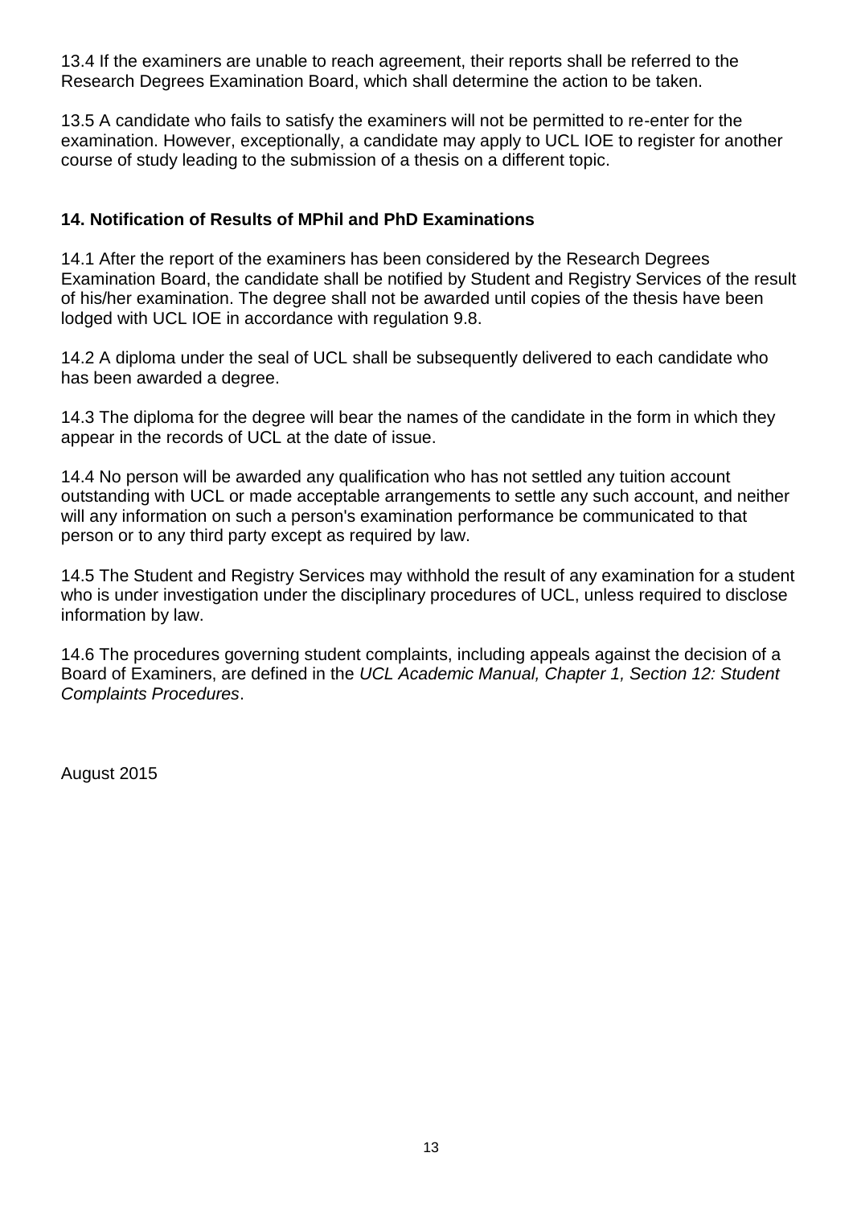13.4 If the examiners are unable to reach agreement, their reports shall be referred to the Research Degrees Examination Board, which shall determine the action to be taken.

13.5 A candidate who fails to satisfy the examiners will not be permitted to re-enter for the examination. However, exceptionally, a candidate may apply to UCL IOE to register for another course of study leading to the submission of a thesis on a different topic.

## 14. Notification of Results of MPhil and PhD Examinations

14.1 After the report of the examiners has been considered by the Research Degrees Examination Board, the candidate shall be notified by Student and Registry Services of the result of his/her examination. The degree shall not be awarded until copies of the thesis have been lodged with UCL IOE in accordance with regulation 9.8.

14.2 A diploma under the seal of UCL shall be subsequently delivered to each candidate who has been awarded a degree.

14.3 The diploma for the degree will bear the names of the candidate in the form in which they appear in the records of UCL at the date of issue.

14.4 No person will be awarded any qualification who has not settled any tuition account outstanding with UCL or made acceptable arrangements to settle any such account, and neither will any information on such a person's examination performance be communicated to that person or to any third party except as required by law.

14.5 The Student and Registry Services may withhold the result of any examination for a student who is under investigation under the disciplinary procedures of UCL, unless required to disclose information by law.

14.6 The procedures governing student complaints, including appeals against the decision of a Board of Examiners, are defined in the *UCL Academic Manual, Chapter 1, Section 12: Student Complaints Procedures*.

August 2015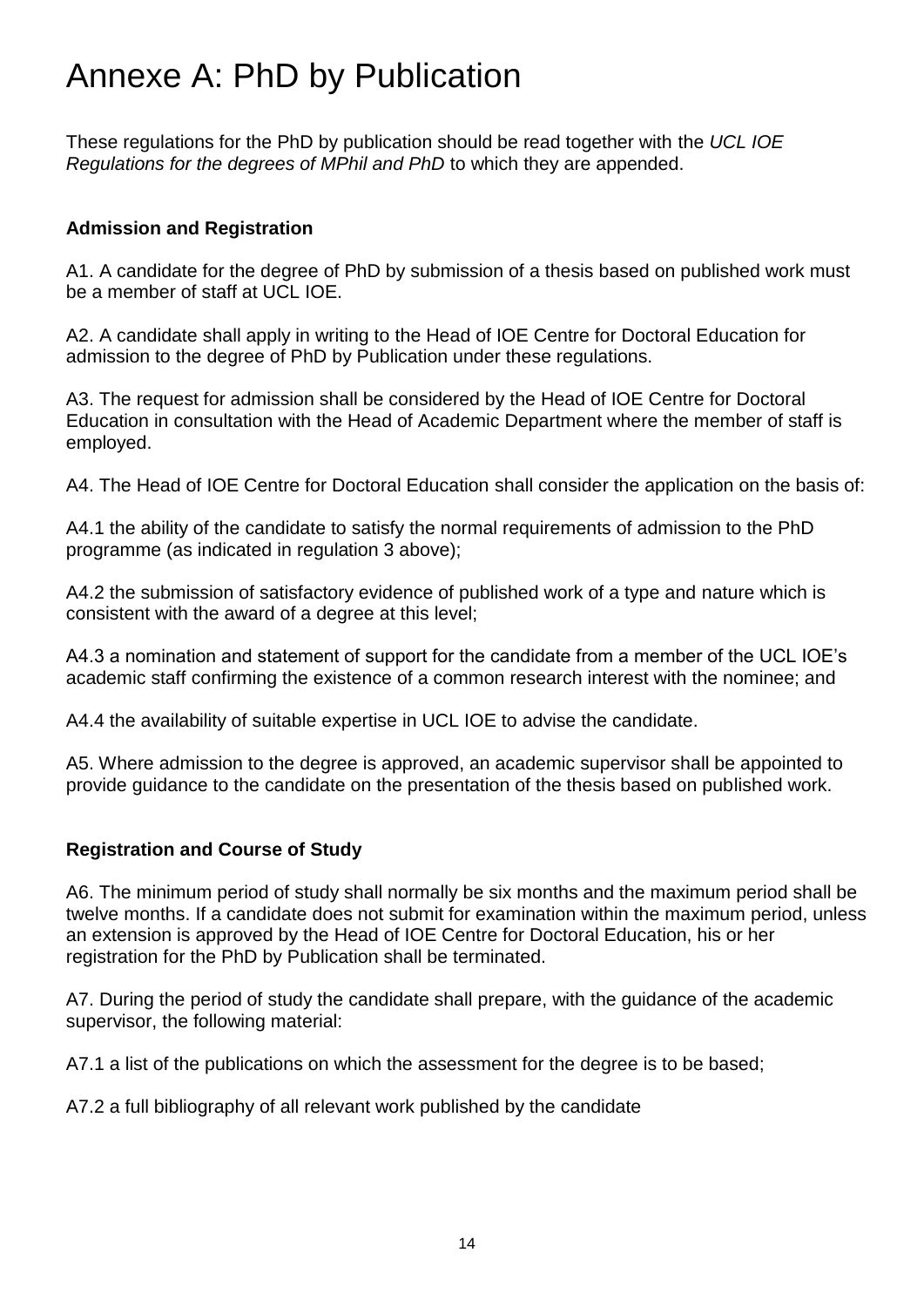# Annexe A: PhD by Publication

These regulations for the PhD by publication should be read together with the *UCL IOE Regulations for the degrees of MPhil and PhD* to which they are appended.

### Admission and Registration

A1. A candidate for the degree of PhD by submission of a thesis based on published work must be a member of staff at UCL IOE.

A2. A candidate shall apply in writing to the Head of IOE Centre for Doctoral Education for admission to the degree of PhD by Publication under these regulations.

A3. The request for admission shall be considered by the Head of IOE Centre for Doctoral Education in consultation with the Head of Academic Department where the member of staff is employed.

A4. The Head of IOE Centre for Doctoral Education shall consider the application on the basis of:

A4.1 the ability of the candidate to satisfy the normal requirements of admission to the PhD programme (as indicated in regulation 3 above);

A4.2 the submission of satisfactory evidence of published work of a type and nature which is consistent with the award of a degree at this level;

A4.3 a nomination and statement of support for the candidate from a member of the UCL IOE's academic staff confirming the existence of a common research interest with the nominee; and

A4.4 the availability of suitable expertise in UCL IOE to advise the candidate.

A5. Where admission to the degree is approved, an academic supervisor shall be appointed to provide guidance to the candidate on the presentation of the thesis based on published work.

### Registration and Course of Study

A6. The minimum period of study shall normally be six months and the maximum period shall be twelve months. If a candidate does not submit for examination within the maximum period, unless an extension is approved by the Head of IOE Centre for Doctoral Education, his or her registration for the PhD by Publication shall be terminated.

A7. During the period of study the candidate shall prepare, with the guidance of the academic supervisor, the following material:

A7.1 a list of the publications on which the assessment for the degree is to be based;

A7.2 a full bibliography of all relevant work published by the candidate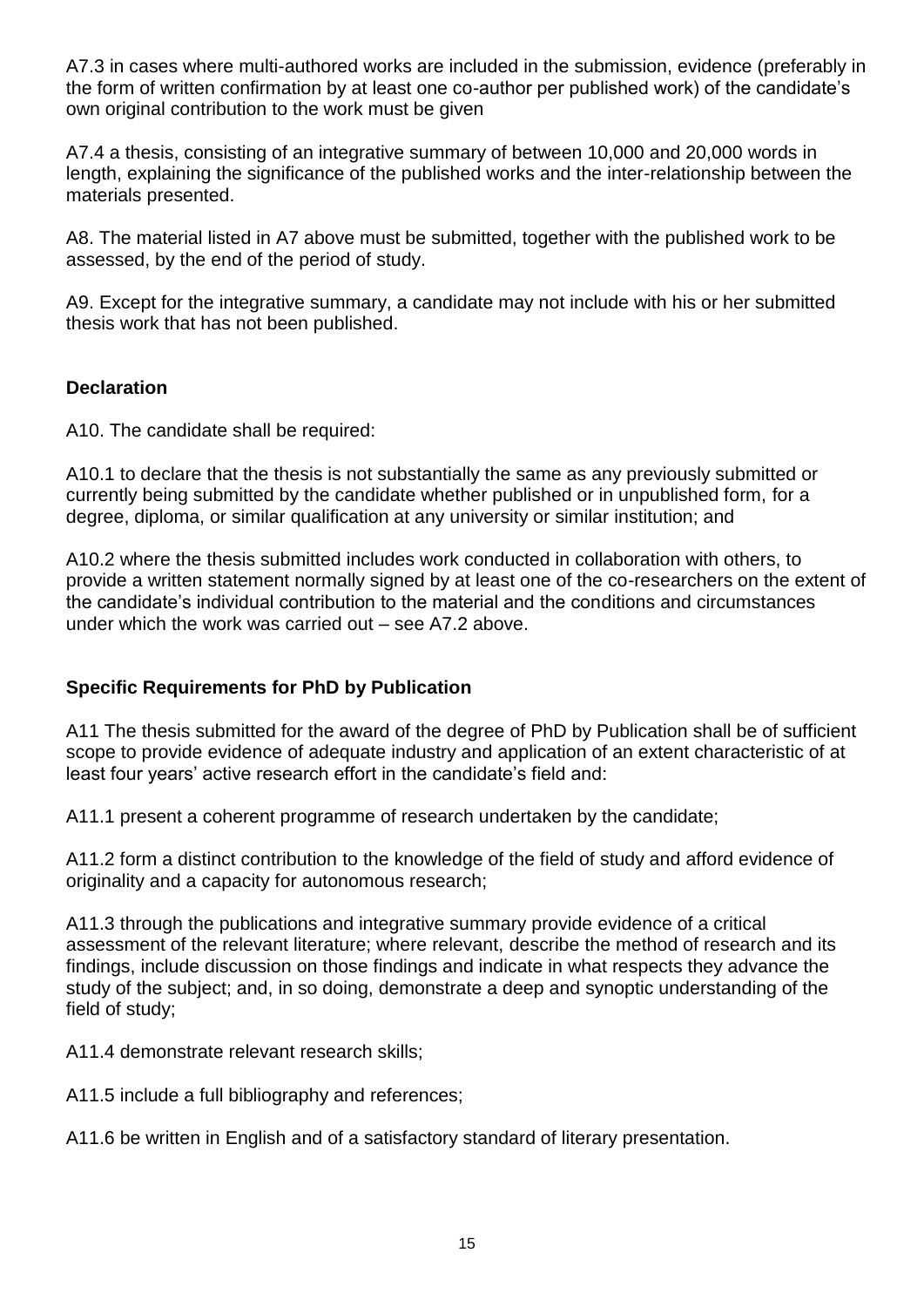A7.3 in cases where multi-authored works are included in the submission, evidence (preferably in the form of written confirmation by at least one co-author per published work) of the candidate's own original contribution to the work must be given

A7.4 a thesis, consisting of an integrative summary of between 10,000 and 20,000 words in length, explaining the significance of the published works and the inter-relationship between the materials presented.

A8. The material listed in A7 above must be submitted, together with the published work to be assessed, by the end of the period of study.

A9. Except for the integrative summary, a candidate may not include with his or her submitted thesis work that has not been published.

**Declaration**

A10. The candidate shall be required:

A10.1 to declare that the thesis is not substantially the same as any previously submitted or currently being submitted by the candidate whether published or in unpublished form, for a degree, diploma, or similar qualification at any university or similar institution; and

A10.2 where the thesis submitted includes work conducted in collaboration with others, to provide a written statement normally signed by at least one of the co-researchers on the extent of the candidate's individual contribution to the material and the conditions and circumstances under which the work was carried out – see A7.2 above.

**Specific Requirements for PhD by Publication**

A11 The thesis submitted for the award of the degree of PhD by Publication shall be of sufficient scope to provide evidence of adequate industry and application of an extent characteristic of at least four years' active research effort in the candidate's field and:

A11.1 present a coherent programme of research undertaken by the candidate;

A11.2 form a distinct contribution to the knowledge of the field of study and afford evidence of originality and a capacity for autonomous research;

A11.3 through the publications and integrative summary provide evidence of a critical assessment of the relevant literature; where relevant, describe the method of research and its findings, include discussion on those findings and indicate in what respects they advance the study of the subject; and, in so doing, demonstrate a deep and synoptic understanding of the field of study;

A11.4 demonstrate relevant research skills;

A11.5 include a full bibliography and references;

A11.6 be written in English and of a satisfactory standard of literary presentation.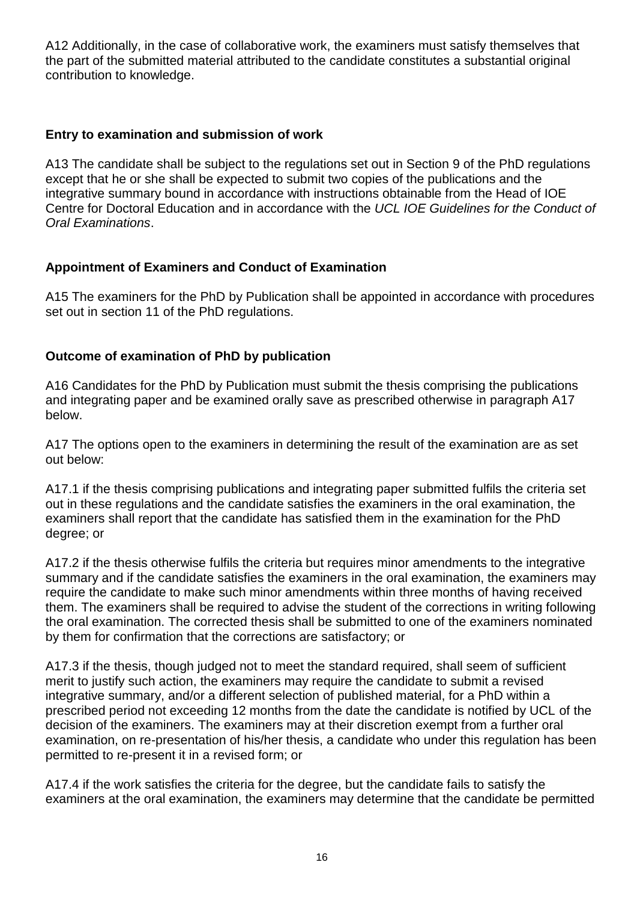A12 Additionally, in the case of collaborative work, the examiners must satisfy themselves that the part of the submitted material attributed to the candidate constitutes a substantial original contribution to knowledge.

**Entry to examination and submission of work**

A13 The candidate shall be subject to the regulations set out in Section 9 of the PhD regulations except that he or she shall be expected to submit two copies of the publications and the integrative summary bound in accordance with instructions obtainable from the Head of IOE Centre for Doctoral Education and in accordance with the *UCL IOE Guidelines for the Conduct of Oral Examinations*.

**Appointment of Examiners and Conduct of Examination**

A15 The examiners for the PhD by Publication shall be appointed in accordance with procedures set out in section 11 of the PhD regulations.

**Outcome of examination of PhD by publication**

A16 Candidates for the PhD by Publication must submit the thesis comprising the publications and integrating paper and be examined orally save as prescribed otherwise in paragraph A17 below.

A17 The options open to the examiners in determining the result of the examination are as set out below:

A17.1 if the thesis comprising publications and integrating paper submitted fulfils the criteria set out in these regulations and the candidate satisfies the examiners in the oral examination, the examiners shall report that the candidate has satisfied them in the examination for the PhD degree; or

A17.2 if the thesis otherwise fulfils the criteria but requires minor amendments to the integrative summary and if the candidate satisfies the examiners in the oral examination, the examiners may require the candidate to make such minor amendments within three months of having received them. The examiners shall be required to advise the student of the corrections in writing following the oral examination. The corrected thesis shall be submitted to one of the examiners nominated by them for confirmation that the corrections are satisfactory; or

A17.3 if the thesis, though judged not to meet the standard required, shall seem of sufficient merit to justify such action, the examiners may require the candidate to submit a revised integrative summary, and/or a different selection of published material, for a PhD within a prescribed period not exceeding 12 months from the date the candidate is notified by UCL of the decision of the examiners. The examiners may at their discretion exempt from a further oral examination, on re-presentation of his/her thesis, a candidate who under this regulation has been permitted to re-present it in a revised form; or

A17.4 if the work satisfies the criteria for the degree, but the candidate fails to satisfy the examiners at the oral examination, the examiners may determine that the candidate be permitted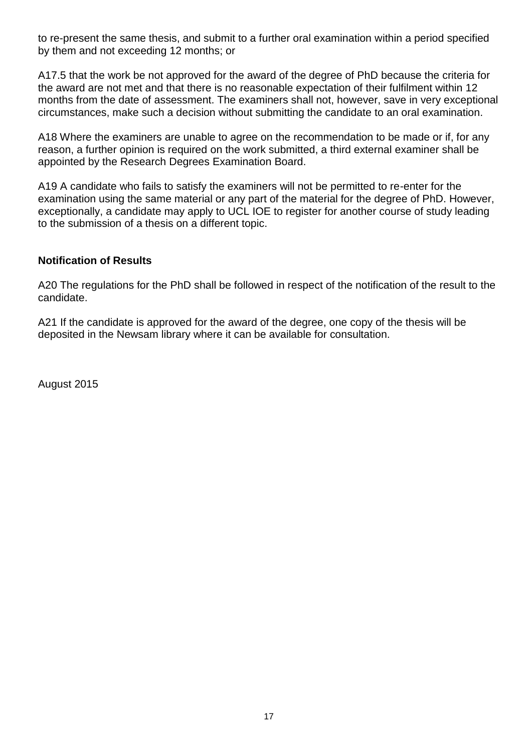to re-present the same thesis, and submit to a further oral examination within a period specified by them and not exceeding 12 months; or

A17.5 that the work be not approved for the award of the degree of PhD because the criteria for the award are not met and that there is no reasonable expectation of their fulfilment within 12 months from the date of assessment. The examiners shall not, however, save in very exceptional circumstances, make such a decision without submitting the candidate to an oral examination.

A18 Where the examiners are unable to agree on the recommendation to be made or if, for any reason, a further opinion is required on the work submitted, a third external examiner shall be appointed by the Research Degrees Examination Board.

A19 A candidate who fails to satisfy the examiners will not be permitted to re-enter for the examination using the same material or any part of the material for the degree of PhD. However, exceptionally, a candidate may apply to UCL IOE to register for another course of study leading to the submission of a thesis on a different topic.

**Notification of Results**

A20 The regulations for the PhD shall be followed in respect of the notification of the result to the candidate.

A21 If the candidate is approved for the award of the degree, one copy of the thesis will be deposited in the Newsam library where it can be available for consultation.

August 2015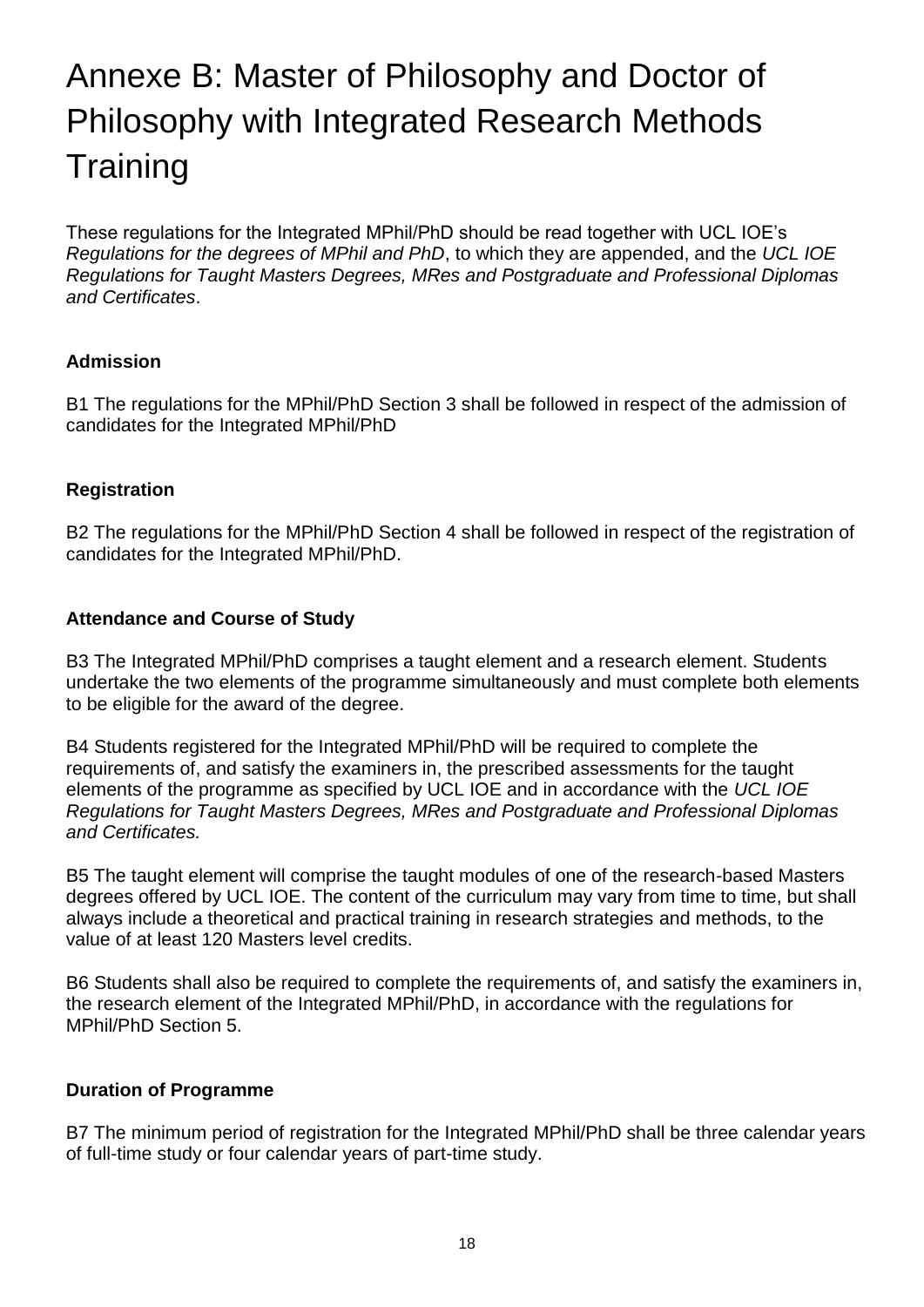# Annexe B: Master of Philosophy and Doctor of Philosophy with Integrated Research Methods Training

These regulations for the Integrated MPhil/PhD should be read together with UCL IOE's *Regulations for the degrees of MPhil and PhD*, to which they are appended, and the *UCL IOE Regulations for Taught Masters Degrees, MRes and Postgraduate and Professional Diplomas and Certificates*.

### Admission

B1 The regulations for the MPhil/PhD Section 3 shall be followed in respect of the admission of candidates for the Integrated MPhil/PhD

### Registration

B2 The regulations for the MPhil/PhD Section 4 shall be followed in respect of the registration of candidates for the Integrated MPhil/PhD.

### Attendance and Course of Study

B3 The Integrated MPhil/PhD comprises a taught element and a research element. Students undertake the two elements of the programme simultaneously and must complete both elements to be eligible for the award of the degree.

B4 Students registered for the Integrated MPhil/PhD will be required to complete the requirements of, and satisfy the examiners in, the prescribed assessments for the taught elements of the programme as specified by UCL IOE and in accordance with the *UCL IOE Regulations for Taught Masters Degrees, MRes and Postgraduate and Professional Diplomas and Certificates.*

B5 The taught element will comprise the taught modules of one of the research-based Masters degrees offered by UCL IOE. The content of the curriculum may vary from time to time, but shall always include a theoretical and practical training in research strategies and methods, to the value of at least 120 Masters level credits.

B6 Students shall also be required to complete the requirements of, and satisfy the examiners in, the research element of the Integrated MPhil/PhD, in accordance with the regulations for MPhil/PhD Section 5.

### Duration of Programme

B7 The minimum period of registration for the Integrated MPhil/PhD shall be three calendar years of full-time study or four calendar years of part-time study.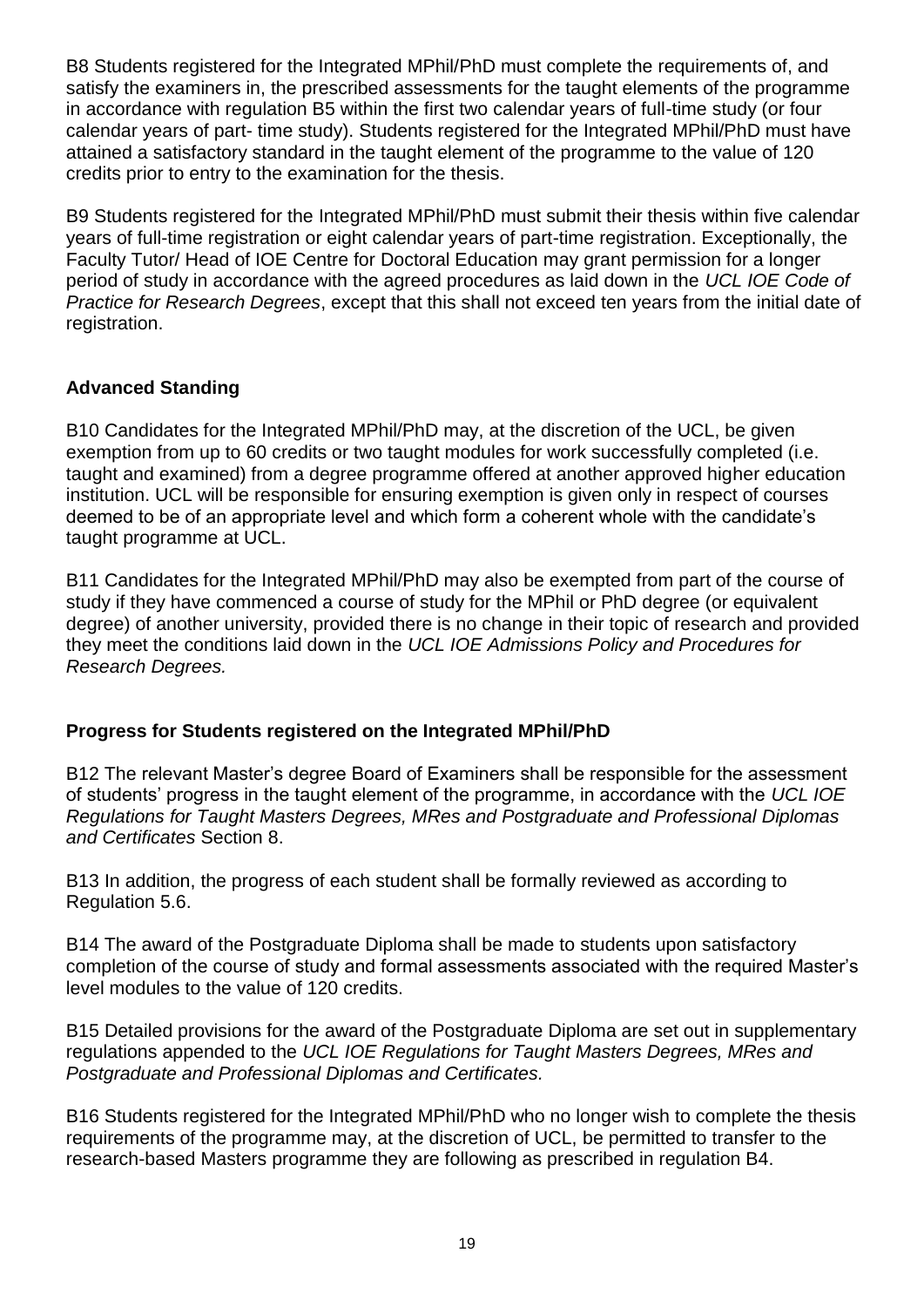B8 Students registered for the Integrated MPhil/PhD must complete the requirements of, and satisfy the examiners in, the prescribed assessments for the taught elements of the programme in accordance with regulation B5 within the first two calendar years of full-time study (or four calendar years of part- time study). Students registered for the Integrated MPhil/PhD must have attained a satisfactory standard in the taught element of the programme to the value of 120 credits prior to entry to the examination for the thesis.

B9 Students registered for the Integrated MPhil/PhD must submit their thesis within five calendar years of full-time registration or eight calendar years of part-time registration. Exceptionally, the Faculty Tutor/ Head of IOE Centre for Doctoral Education may grant permission for a longer period of study in accordance with the agreed procedures as laid down in the *UCL IOE Code of Practice for Research Degrees*, except that this shall not exceed ten years from the initial date of registration.

**Advanced Standing**

B10 Candidates for the Integrated MPhil/PhD may, at the discretion of the UCL, be given exemption from up to 60 credits or two taught modules for work successfully completed (i.e. taught and examined) from a degree programme offered at another approved higher education institution. UCL will be responsible for ensuring exemption is given only in respect of courses deemed to be of an appropriate level and which form a coherent whole with the candidate's taught programme at UCL.

B11 Candidates for the Integrated MPhil/PhD may also be exempted from part of the course of study if they have commenced a course of study for the MPhil or PhD degree (or equivalent degree) of another university, provided there is no change in their topic of research and provided they meet the conditions laid down in the *UCL IOE Admissions Policy and Procedures for Research Degrees.*

**Progress for Students registered on the Integrated MPhil/PhD**

B12 The relevant Master's degree Board of Examiners shall be responsible for the assessment of students' progress in the taught element of the programme, in accordance with the *UCL IOE Regulations for Taught Masters Degrees, MRes and Postgraduate and Professional Diplomas and Certificates* Section 8.

B13 In addition, the progress of each student shall be formally reviewed as according to Regulation 5.6.

B14 The award of the Postgraduate Diploma shall be made to students upon satisfactory completion of the course of study and formal assessments associated with the required Master's level modules to the value of 120 credits.

B15 Detailed provisions for the award of the Postgraduate Diploma are set out in supplementary regulations appended to the *UCL IOE Regulations for Taught Masters Degrees, MRes and Postgraduate and Professional Diplomas and Certificates.*

B16 Students registered for the Integrated MPhil/PhD who no longer wish to complete the thesis requirements of the programme may, at the discretion of UCL, be permitted to transfer to the research-based Masters programme they are following as prescribed in regulation B4.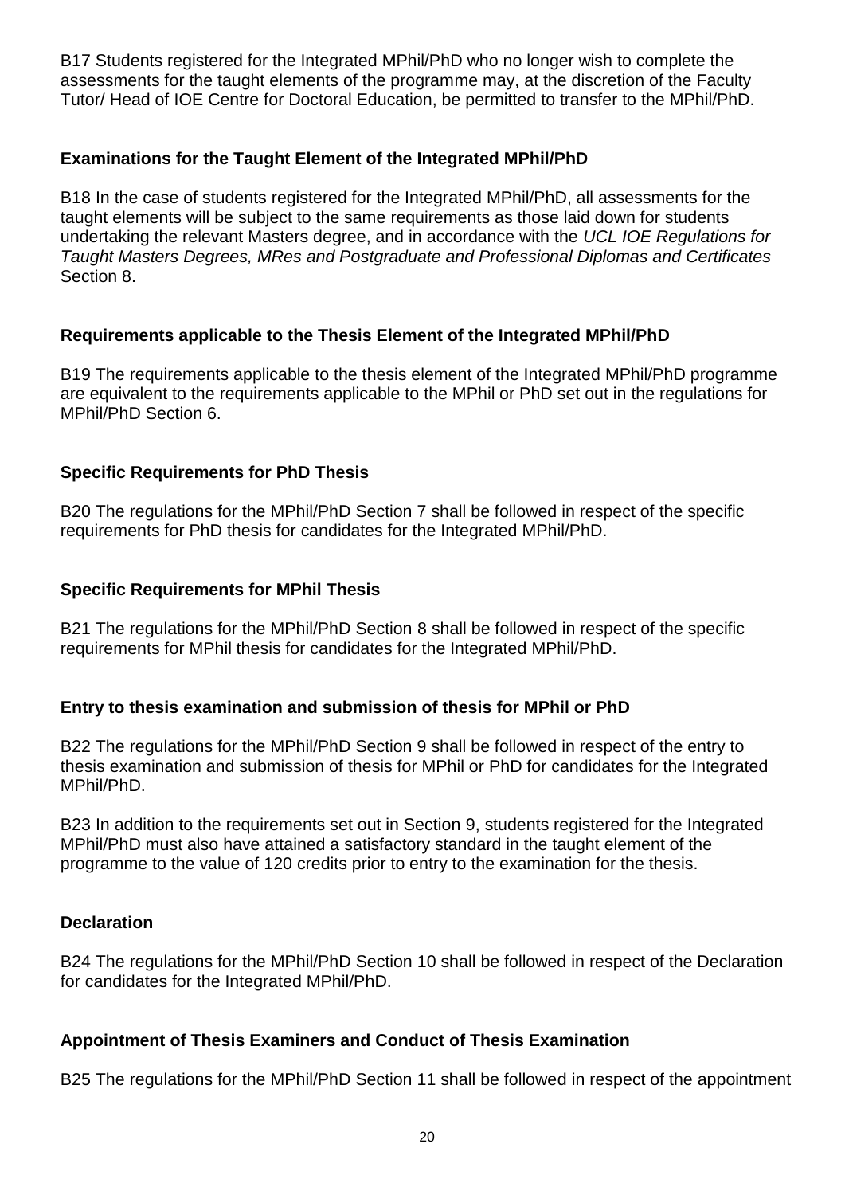B17 Students registered for the Integrated MPhil/PhD who no longer wish to complete the assessments for the taught elements of the programme may, at the discretion of the Faculty Tutor/ Head of IOE Centre for Doctoral Education, be permitted to transfer to the MPhil/PhD.

**Examinations for the Taught Element of the Integrated MPhil/PhD**

B18 In the case of students registered for the Integrated MPhil/PhD, all assessments for the taught elements will be subject to the same requirements as those laid down for students undertaking the relevant Masters degree, and in accordance with the *UCL IOE Regulations for Taught Masters Degrees, MRes and Postgraduate and Professional Diplomas and Certificates* Section 8.

**Requirements applicable to the Thesis Element of the Integrated MPhil/PhD**

B19 The requirements applicable to the thesis element of the Integrated MPhil/PhD programme are equivalent to the requirements applicable to the MPhil or PhD set out in the regulations for MPhil/PhD Section 6.

**Specific Requirements for PhD Thesis**

B20 The regulations for the MPhil/PhD Section 7 shall be followed in respect of the specific requirements for PhD thesis for candidates for the Integrated MPhil/PhD.

**Specific Requirements for MPhil Thesis**

B21 The regulations for the MPhil/PhD Section 8 shall be followed in respect of the specific requirements for MPhil thesis for candidates for the Integrated MPhil/PhD.

**Entry to thesis examination and submission of thesis for MPhil or PhD**

B22 The regulations for the MPhil/PhD Section 9 shall be followed in respect of the entry to thesis examination and submission of thesis for MPhil or PhD for candidates for the Integrated MPhil/PhD.

B23 In addition to the requirements set out in Section 9, students registered for the Integrated MPhil/PhD must also have attained a satisfactory standard in the taught element of the programme to the value of 120 credits prior to entry to the examination for the thesis.

**Declaration**

B24 The regulations for the MPhil/PhD Section 10 shall be followed in respect of the Declaration for candidates for the Integrated MPhil/PhD.

**Appointment of Thesis Examiners and Conduct of Thesis Examination**

B25 The regulations for the MPhil/PhD Section 11 shall be followed in respect of the appointment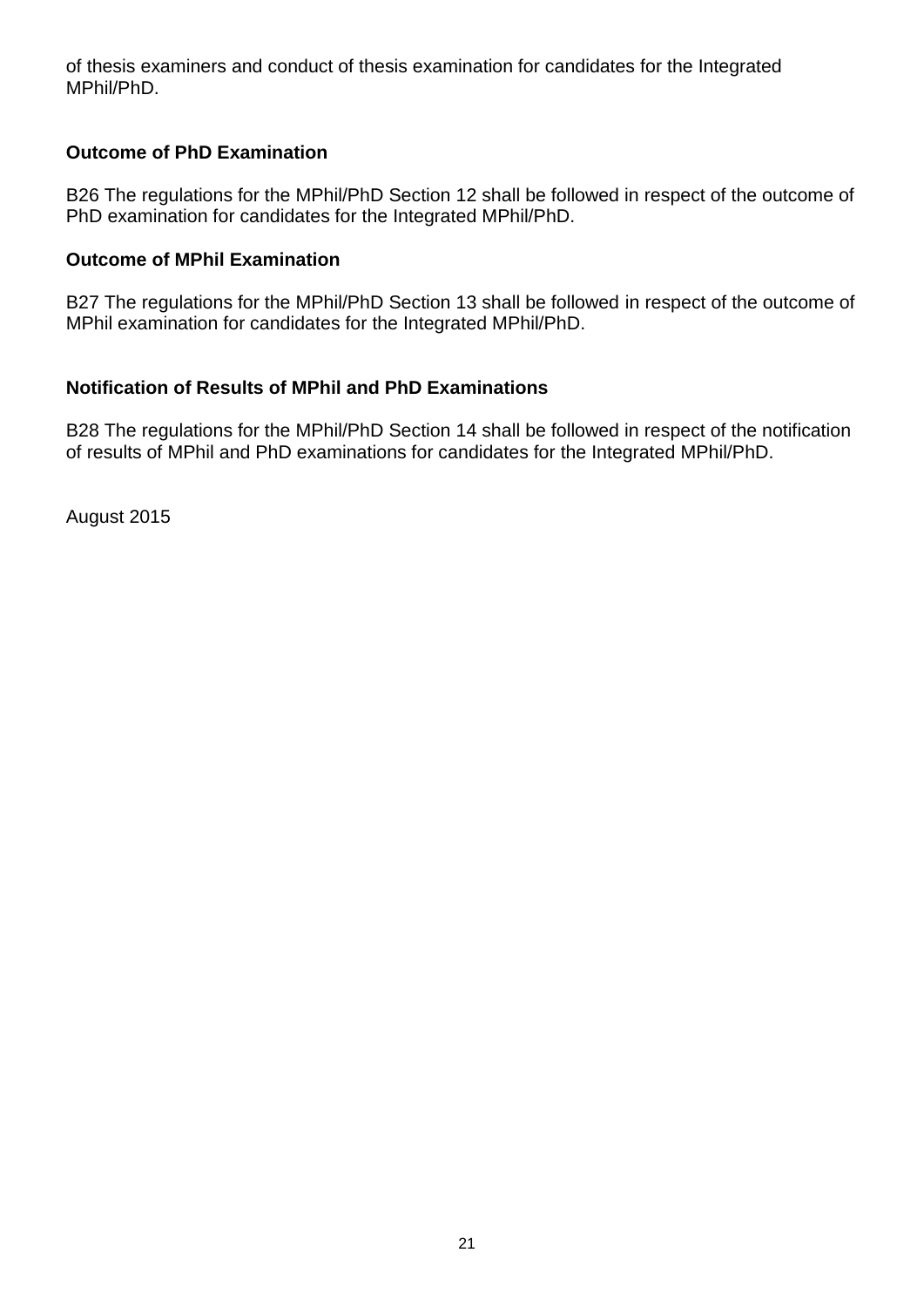of thesis examiners and conduct of thesis examination for candidates for the Integrated MPhil/PhD.

**Outcome of PhD Examination**

B26 The regulations for the MPhil/PhD Section 12 shall be followed in respect of the outcome of PhD examination for candidates for the Integrated MPhil/PhD.

**Outcome of MPhil Examination**

B27 The regulations for the MPhil/PhD Section 13 shall be followed in respect of the outcome of MPhil examination for candidates for the Integrated MPhil/PhD.

**Notification of Results of MPhil and PhD Examinations**

B28 The regulations for the MPhil/PhD Section 14 shall be followed in respect of the notification of results of MPhil and PhD examinations for candidates for the Integrated MPhil/PhD.

August 2015